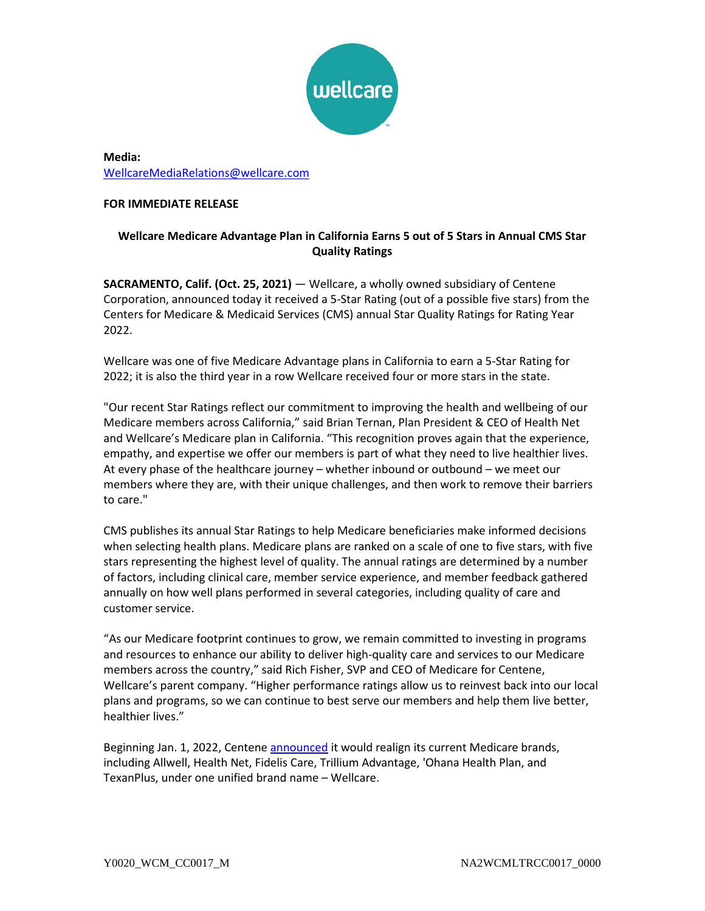**Media:**
WellcareMediaRelations@wellcare.com

**FOR IMMEDIATE RELEASE**

## Wellcare Medicare Advantage Plan in California Earns 5 out of 5 Stars in Annual CMS Star Quality Ratings

**SACRAMENTO, Calif. (Oct. 25, 2021)** — Wellcare, a wholly owned subsidiary of Centene Corporation, announced today it received a 5-Star Rating (out of a possible five stars) from the Centers for Medicare & Medicaid Services (CMS) annual Star Quality Ratings for Rating Year 2022.

Wellcare was one of five Medicare Advantage plans in California to earn a 5-Star Rating for 2022; it is also the third year in a row Wellcare received four or more stars in the state.

"Our recent Star Ratings reflect our commitment to improving the health and wellbeing of our Medicare members across California," said Brian Ternan, Plan President & CEO of Health Net and Wellcare's Medicare plan in California. "This recognition proves again that the experience, empathy, and expertise we offer our members is part of what they need to live healthier lives. At every phase of the healthcare journey – whether inbound or outbound – we meet our members where they are, with their unique challenges, and then work to remove their barriers to care."

CMS publishes its annual Star Ratings to help Medicare beneficiaries make informed decisions when selecting health plans. Medicare plans are ranked on a scale of one to five stars, with five stars representing the highest level of quality. The annual ratings are determined by a number of factors, including clinical care, member service experience, and member feedback gathered annually on how well plans performed in several categories, including quality of care and customer service.

"As our Medicare footprint continues to grow, we remain committed to investing in programs and resources to enhance our ability to deliver high-quality care and services to our Medicare members across the country," said Rich Fisher, SVP and CEO of Medicare for Centene, Wellcare's parent company. "Higher performance ratings allow us to reinvest back into our local plans and programs, so we can continue to best serve our members and help them live better, healthier lives."

Beginning Jan. 1, 2022, Centene announced it would realign its current Medicare brands, including Allwell, Health Net, Fidelis Care, Trillium Advantage, 'Ohana Health Plan, and TexanPlus, under one unified brand name – Wellcare.

Y0020_WCM_CC0017_M NA2WCMLTRCC0017_0000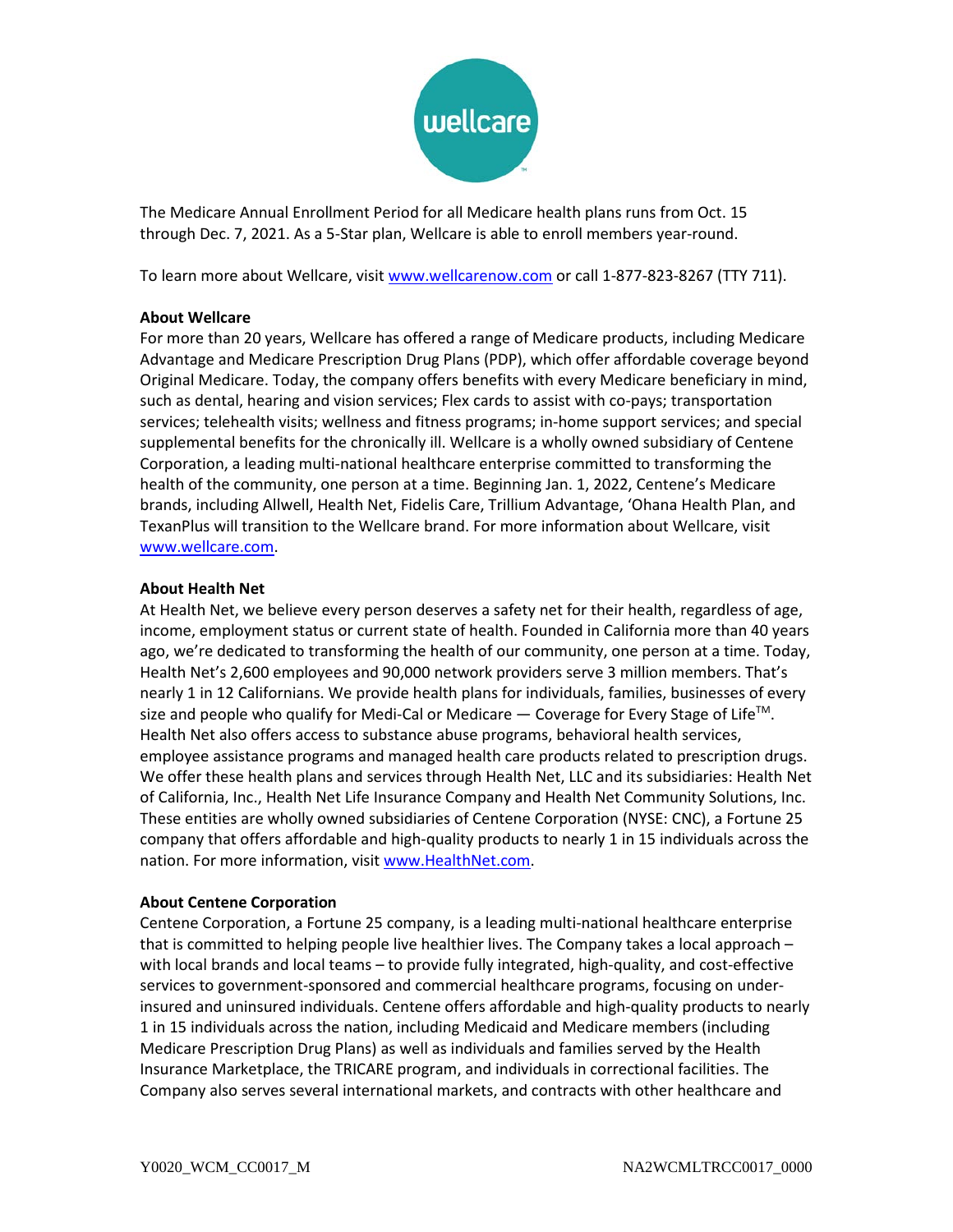The Medicare Annual Enrollment Period for all Medicare health plans runs from Oct. 15 through Dec. 7, 2021. As a 5-Star plan, Wellcare is able to enroll members year-round.

To learn more about Wellcare, visit [www.wellcarenow.com](http://www.wellcarenow.com) or call 1-877-823-8267 (TTY 711).

**About Wellcare**

For more than 20 years, Wellcare has offered a range of Medicare products, including Medicare Advantage and Medicare Prescription Drug Plans (PDP), which offer affordable coverage beyond Original Medicare. Today, the company offers benefits with every Medicare beneficiary in mind, such as dental, hearing and vision services; Flex cards to assist with co-pays; transportation services; telehealth visits; wellness and fitness programs; in-home support services; and special supplemental benefits for the chronically ill. Wellcare is a wholly owned subsidiary of Centene Corporation, a leading multi-national healthcare enterprise committed to transforming the health of the community, one person at a time. Beginning Jan. 1, 2022, Centene's Medicare brands, including Allwell, Health Net, Fidelis Care, Trillium Advantage, 'Ohana Health Plan, and TexanPlus will transition to the Wellcare brand. For more information about Wellcare, visit [www.wellcare.com](http://www.wellcare.com).

**About Health Net**

At Health Net, we believe every person deserves a safety net for their health, regardless of age, income, employment status or current state of health. Founded in California more than 40 years ago, we're dedicated to transforming the health of our community, one person at a time. Today, Health Net's 2,600 employees and 90,000 network providers serve 3 million members. That's nearly 1 in 12 Californians. We provide health plans for individuals, families, businesses of every size and people who qualify for Medi-Cal or Medicare — Coverage for Every Stage of Life™. Health Net also offers access to substance abuse programs, behavioral health services, employee assistance programs and managed health care products related to prescription drugs. We offer these health plans and services through Health Net, LLC and its subsidiaries: Health Net of California, Inc., Health Net Life Insurance Company and Health Net Community Solutions, Inc. These entities are wholly owned subsidiaries of Centene Corporation (NYSE: CNC), a Fortune 25 company that offers affordable and high-quality products to nearly 1 in 15 individuals across the nation. For more information, visit [www.HealthNet.com](http://www.HealthNet.com).

**About Centene Corporation**

Centene Corporation, a Fortune 25 company, is a leading multi-national healthcare enterprise that is committed to helping people live healthier lives. The Company takes a local approach – with local brands and local teams – to provide fully integrated, high-quality, and cost-effective services to government-sponsored and commercial healthcare programs, focusing on under-insured and uninsured individuals. Centene offers affordable and high-quality products to nearly 1 in 15 individuals across the nation, including Medicaid and Medicare members (including Medicare Prescription Drug Plans) as well as individuals and families served by the Health Insurance Marketplace, the TRICARE program, and individuals in correctional facilities. The Company also serves several international markets, and contracts with other healthcare and

Y0020_WCM_CC0017_M NA2WCMLTRCC0017_0000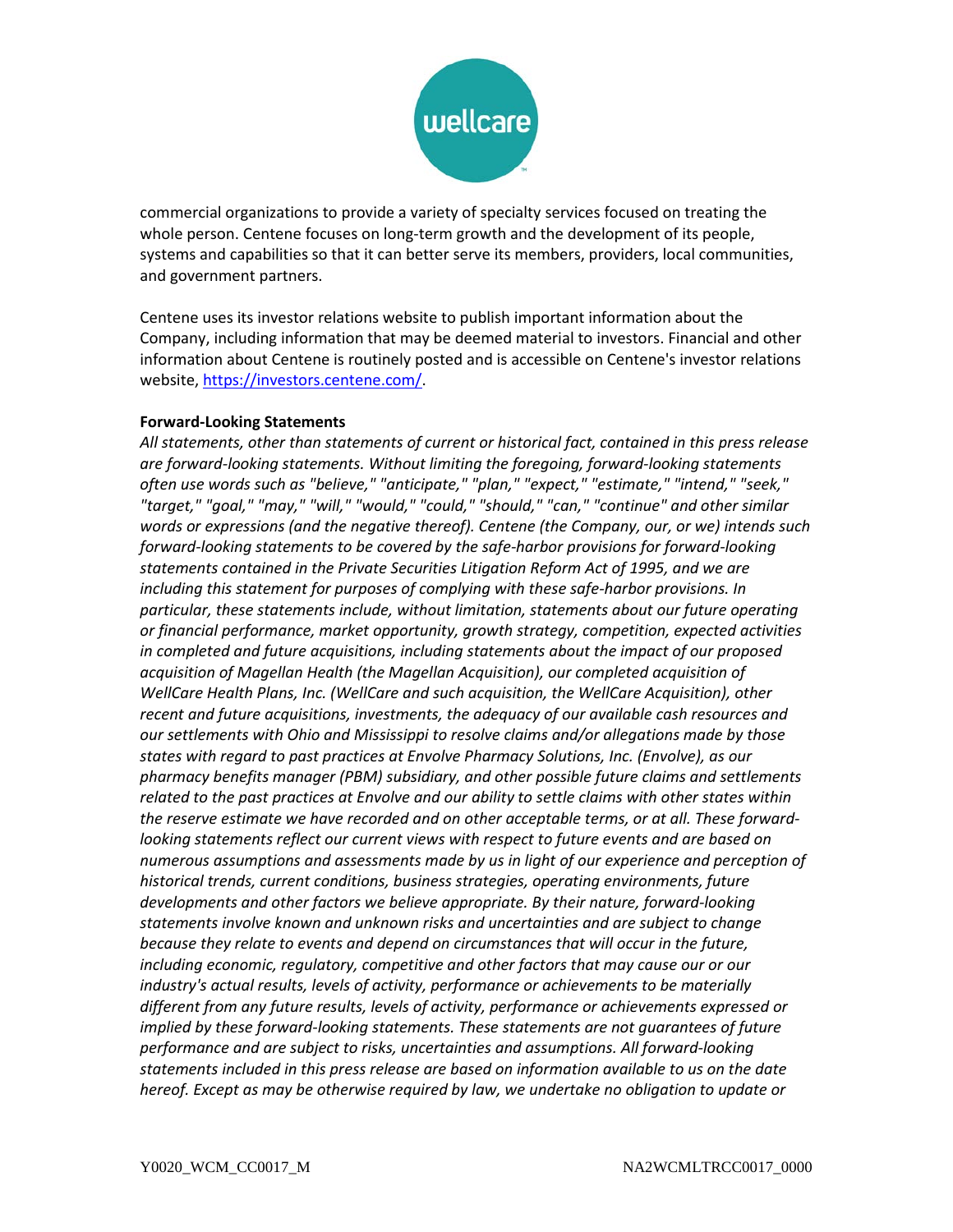commercial organizations to provide a variety of specialty services focused on treating the whole person. Centene focuses on long-term growth and the development of its people, systems and capabilities so that it can better serve its members, providers, local communities, and government partners.

Centene uses its investor relations website to publish important information about the Company, including information that may be deemed material to investors. Financial and other information about Centene is routinely posted and is accessible on Centene's investor relations website, https://investors.centene.com/.

**Forward-Looking Statements**

*All statements, other than statements of current or historical fact, contained in this press release are forward-looking statements. Without limiting the foregoing, forward-looking statements often use words such as "believe," "anticipate," "plan," "expect," "estimate," "intend," "seek," "target," "goal," "may," "will," "would," "could," "should," "can," "continue" and other similar words or expressions (and the negative thereof). Centene (the Company, our, or we) intends such forward-looking statements to be covered by the safe-harbor provisions for forward-looking statements contained in the Private Securities Litigation Reform Act of 1995, and we are including this statement for purposes of complying with these safe-harbor provisions. In particular, these statements include, without limitation, statements about our future operating or financial performance, market opportunity, growth strategy, competition, expected activities in completed and future acquisitions, including statements about the impact of our proposed acquisition of Magellan Health (the Magellan Acquisition), our completed acquisition of WellCare Health Plans, Inc. (WellCare and such acquisition, the WellCare Acquisition), other recent and future acquisitions, investments, the adequacy of our available cash resources and our settlements with Ohio and Mississippi to resolve claims and/or allegations made by those states with regard to past practices at Envolve Pharmacy Solutions, Inc. (Envolve), as our pharmacy benefits manager (PBM) subsidiary, and other possible future claims and settlements related to the past practices at Envolve and our ability to settle claims with other states within the reserve estimate we have recorded and on other acceptable terms, or at all. These forward-looking statements reflect our current views with respect to future events and are based on numerous assumptions and assessments made by us in light of our experience and perception of historical trends, current conditions, business strategies, operating environments, future developments and other factors we believe appropriate. By their nature, forward-looking statements involve known and unknown risks and uncertainties and are subject to change because they relate to events and depend on circumstances that will occur in the future, including economic, regulatory, competitive and other factors that may cause our or our industry's actual results, levels of activity, performance or achievements to be materially different from any future results, levels of activity, performance or achievements expressed or implied by these forward-looking statements. These statements are not guarantees of future performance and are subject to risks, uncertainties and assumptions. All forward-looking statements included in this press release are based on information available to us on the date hereof. Except as may be otherwise required by law, we undertake no obligation to update or*

Y0020_WCM_CC0017_M NA2WCMLTRCC0017_0000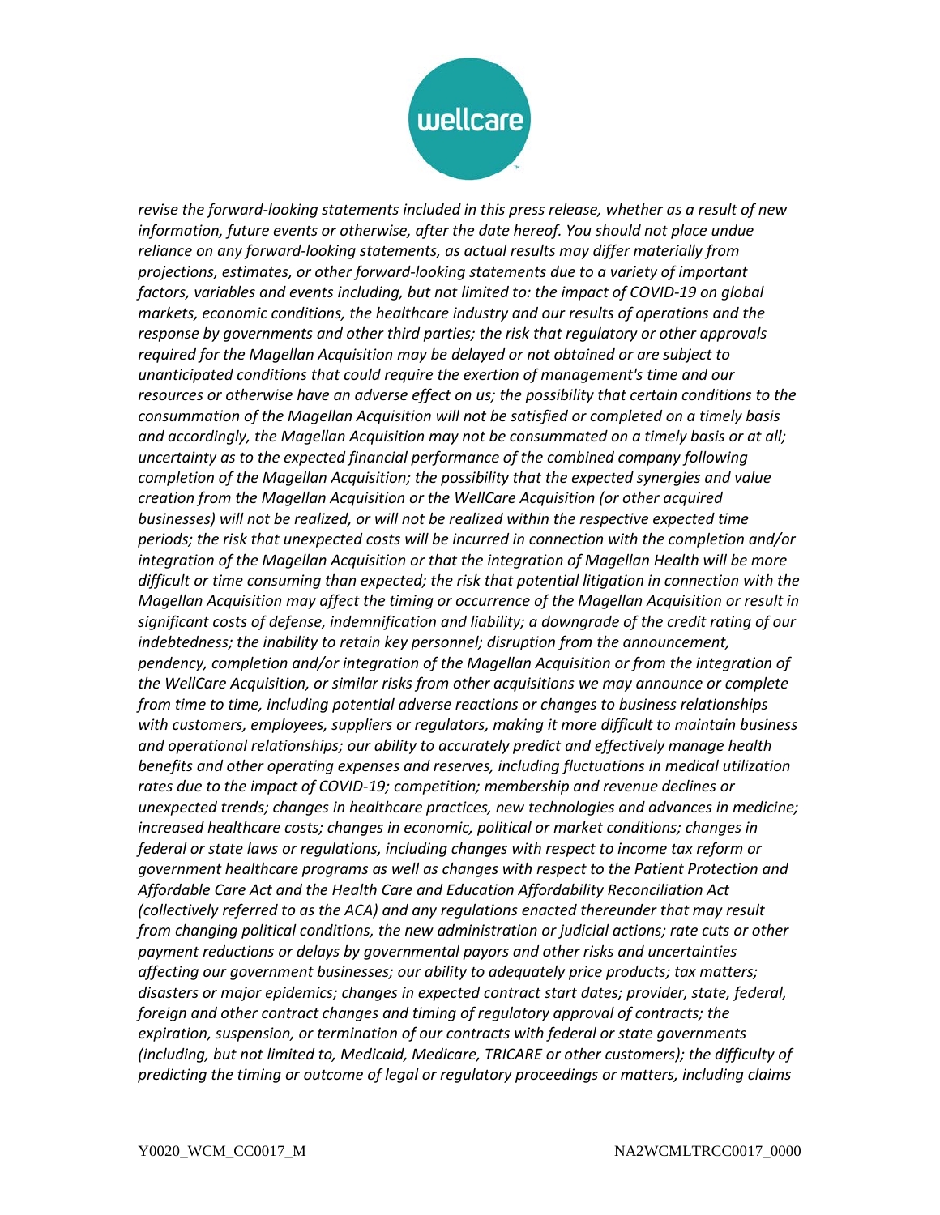*revise the forward-looking statements included in this press release, whether as a result of new information, future events or otherwise, after the date hereof. You should not place undue reliance on any forward-looking statements, as actual results may differ materially from projections, estimates, or other forward-looking statements due to a variety of important factors, variables and events including, but not limited to: the impact of COVID-19 on global markets, economic conditions, the healthcare industry and our results of operations and the response by governments and other third parties; the risk that regulatory or other approvals required for the Magellan Acquisition may be delayed or not obtained or are subject to unanticipated conditions that could require the exertion of management's time and our resources or otherwise have an adverse effect on us; the possibility that certain conditions to the consummation of the Magellan Acquisition will not be satisfied or completed on a timely basis and accordingly, the Magellan Acquisition may not be consummated on a timely basis or at all; uncertainty as to the expected financial performance of the combined company following completion of the Magellan Acquisition; the possibility that the expected synergies and value creation from the Magellan Acquisition or the WellCare Acquisition (or other acquired businesses) will not be realized, or will not be realized within the respective expected time periods; the risk that unexpected costs will be incurred in connection with the completion and/or integration of the Magellan Acquisition or that the integration of Magellan Health will be more difficult or time consuming than expected; the risk that potential litigation in connection with the Magellan Acquisition may affect the timing or occurrence of the Magellan Acquisition or result in significant costs of defense, indemnification and liability; a downgrade of the credit rating of our indebtedness; the inability to retain key personnel; disruption from the announcement, pendency, completion and/or integration of the Magellan Acquisition or from the integration of the WellCare Acquisition, or similar risks from other acquisitions we may announce or complete from time to time, including potential adverse reactions or changes to business relationships with customers, employees, suppliers or regulators, making it more difficult to maintain business and operational relationships; our ability to accurately predict and effectively manage health benefits and other operating expenses and reserves, including fluctuations in medical utilization rates due to the impact of COVID-19; competition; membership and revenue declines or unexpected trends; changes in healthcare practices, new technologies and advances in medicine; increased healthcare costs; changes in economic, political or market conditions; changes in federal or state laws or regulations, including changes with respect to income tax reform or government healthcare programs as well as changes with respect to the Patient Protection and Affordable Care Act and the Health Care and Education Affordability Reconciliation Act (collectively referred to as the ACA) and any regulations enacted thereunder that may result from changing political conditions, the new administration or judicial actions; rate cuts or other payment reductions or delays by governmental payors and other risks and uncertainties affecting our government businesses; our ability to adequately price products; tax matters; disasters or major epidemics; changes in expected contract start dates; provider, state, federal, foreign and other contract changes and timing of regulatory approval of contracts; the expiration, suspension, or termination of our contracts with federal or state governments (including, but not limited to, Medicaid, Medicare, TRICARE or other customers); the difficulty of predicting the timing or outcome of legal or regulatory proceedings or matters, including claims*

Y0020_WCM_CC0017_M NA2WCMLTRCC0017_0000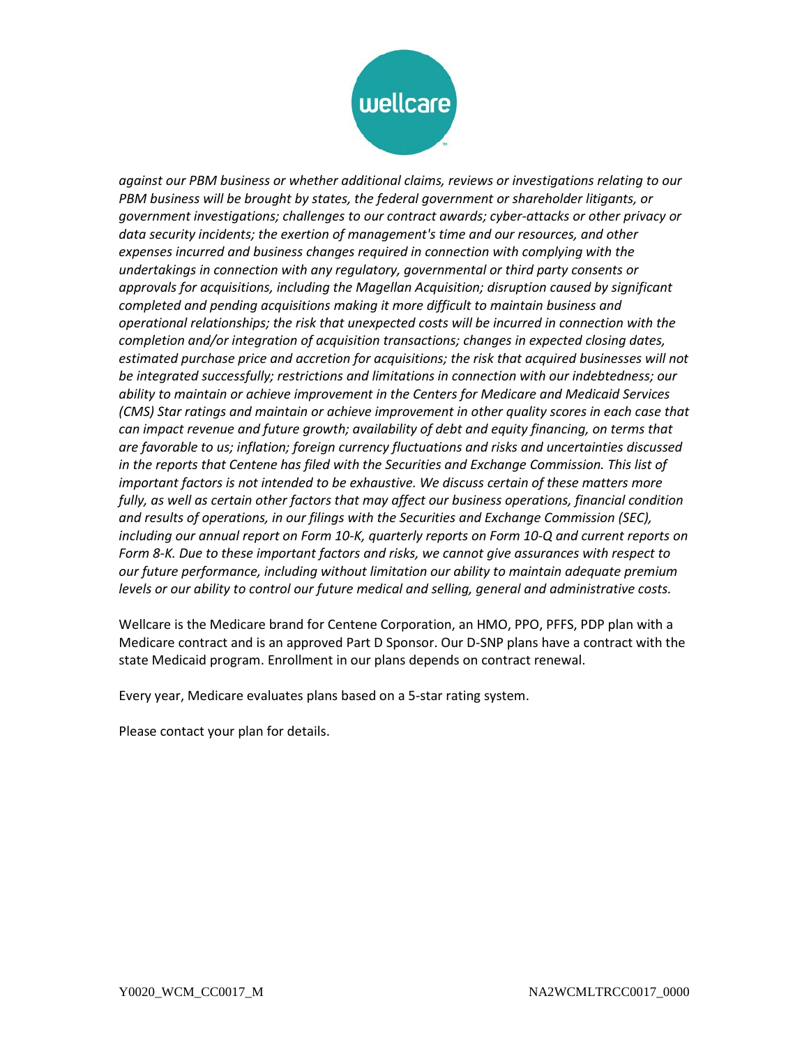*against our PBM business or whether additional claims, reviews or investigations relating to our PBM business will be brought by states, the federal government or shareholder litigants, or government investigations; challenges to our contract awards; cyber-attacks or other privacy or data security incidents; the exertion of management's time and our resources, and other expenses incurred and business changes required in connection with complying with the undertakings in connection with any regulatory, governmental or third party consents or approvals for acquisitions, including the Magellan Acquisition; disruption caused by significant completed and pending acquisitions making it more difficult to maintain business and operational relationships; the risk that unexpected costs will be incurred in connection with the completion and/or integration of acquisition transactions; changes in expected closing dates, estimated purchase price and accretion for acquisitions; the risk that acquired businesses will not be integrated successfully; restrictions and limitations in connection with our indebtedness; our ability to maintain or achieve improvement in the Centers for Medicare and Medicaid Services (CMS) Star ratings and maintain or achieve improvement in other quality scores in each case that can impact revenue and future growth; availability of debt and equity financing, on terms that are favorable to us; inflation; foreign currency fluctuations and risks and uncertainties discussed in the reports that Centene has filed with the Securities and Exchange Commission. This list of important factors is not intended to be exhaustive. We discuss certain of these matters more fully, as well as certain other factors that may affect our business operations, financial condition and results of operations, in our filings with the Securities and Exchange Commission (SEC), including our annual report on Form 10-K, quarterly reports on Form 10-Q and current reports on Form 8-K. Due to these important factors and risks, we cannot give assurances with respect to our future performance, including without limitation our ability to maintain adequate premium levels or our ability to control our future medical and selling, general and administrative costs.*

Wellcare is the Medicare brand for Centene Corporation, an HMO, PPO, PFFS, PDP plan with a Medicare contract and is an approved Part D Sponsor. Our D-SNP plans have a contract with the state Medicaid program. Enrollment in our plans depends on contract renewal.

Every year, Medicare evaluates plans based on a 5-star rating system.

Please contact your plan for details.

Y0020_WCM_CC0017_M NA2WCMLTRCC0017_0000